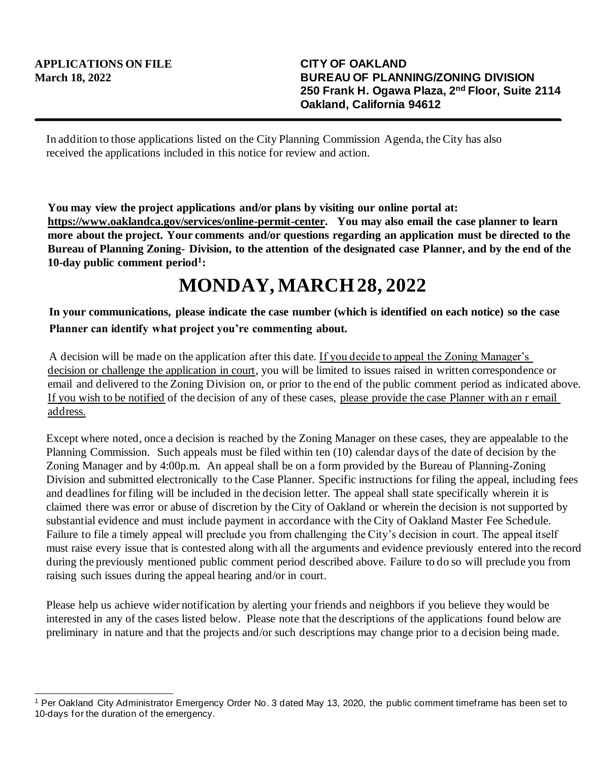**APPLICATIONS ON FILE**
**March 18, 2022**

**CITY OF OAKLAND**
**BUREAU OF PLANNING/ZONING DIVISION**
**250 Frank H. Ogawa Plaza, 2nd Floor, Suite 2114**
**Oakland, California 94612**

---

In addition to those applications listed on the City Planning Commission Agenda, the City has also received the applications included in this notice for review and action.

**You may view the project applications and/or plans by visiting our online portal at: https://www.oaklandca.gov/services/online-permit-center. You may also email the case planner to learn more about the project. Your comments and/or questions regarding an application must be directed to the Bureau of Planning Zoning- Division, to the attention of the designated case Planner, and by the end of the 10-day public comment period[1]:**

# MONDAY, MARCH 28, 2022

**In your communications, please indicate the case number (which is identified on each notice) so the case Planner can identify what project you're commenting about.**

A decision will be made on the application after this date. If you decide to appeal the Zoning Manager's decision or challenge the application in court, you will be limited to issues raised in written correspondence or email and delivered to the Zoning Division on, or prior to the end of the public comment period as indicated above. If you wish to be notified of the decision of any of these cases, please provide the case Planner with an r email address.

Except where noted, once a decision is reached by the Zoning Manager on these cases, they are appealable to the Planning Commission. Such appeals must be filed within ten (10) calendar days of the date of decision by the Zoning Manager and by 4:00p.m. An appeal shall be on a form provided by the Bureau of Planning-Zoning Division and submitted electronically to the Case Planner. Specific instructions for filing the appeal, including fees and deadlines for filing will be included in the decision letter. The appeal shall state specifically wherein it is claimed there was error or abuse of discretion by the City of Oakland or wherein the decision is not supported by substantial evidence and must include payment in accordance with the City of Oakland Master Fee Schedule. Failure to file a timely appeal will preclude you from challenging the City's decision in court. The appeal itself must raise every issue that is contested along with all the arguments and evidence previously entered into the record during the previously mentioned public comment period described above. Failure to do so will preclude you from raising such issues during the appeal hearing and/or in court.

Please help us achieve wider notification by alerting your friends and neighbors if you believe they would be interested in any of the cases listed below. Please note that the descriptions of the applications found below are preliminary in nature and that the projects and/or such descriptions may change prior to a decision being made.

---

[1] Per Oakland City Administrator Emergency Order No. 3 dated May 13, 2020, the public comment timeframe has been set to 10-days for the duration of the emergency.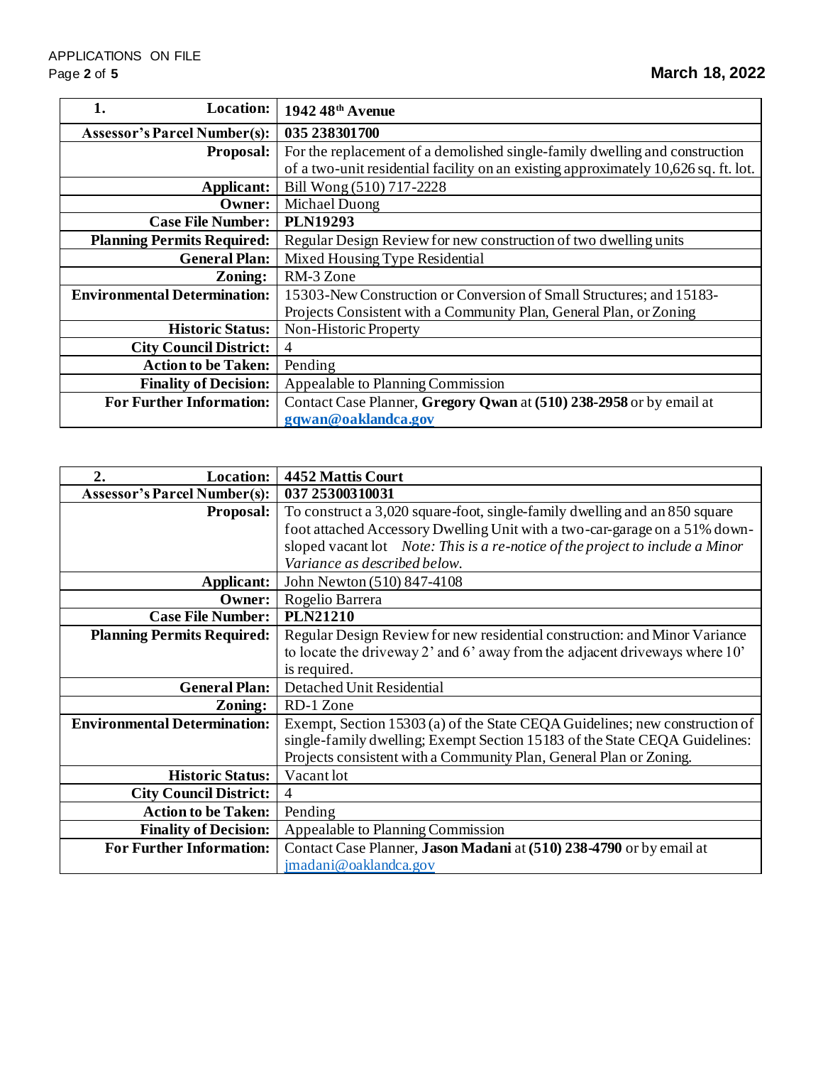| 1. Location: | 1942 48th Avenue |
|---|---|
| Assessor's Parcel Number(s): | 035 238301700 |
| Proposal: | For the replacement of a demolished single-family dwelling and construction of a two-unit residential facility on an existing approximately 10,626 sq. ft. lot. |
| Applicant: | Bill Wong (510) 717-2228 |
| Owner: | Michael Duong |
| Case File Number: | **PLN19293** |
| Planning Permits Required: | Regular Design Review for new construction of two dwelling units |
| General Plan: | Mixed Housing Type Residential |
| Zoning: | RM-3 Zone |
| Environmental Determination: | 15303-New Construction or Conversion of Small Structures; and 15183-Projects Consistent with a Community Plan, General Plan, or Zoning |
| Historic Status: | Non-Historic Property |
| City Council District: | 4 |
| Action to be Taken: | Pending |
| Finality of Decision: | Appealable to Planning Commission |
| For Further Information: | Contact Case Planner, **Gregory Qwan** at **(510) 238-2958** or by email at **gqwan@oaklandca.gov** |

| 2. Location: | 4452 Mattis Court |
|---|---|
| Assessor's Parcel Number(s): | 037 25300310031 |
| Proposal: | To construct a 3,020 square-foot, single-family dwelling and an 850 square foot attached Accessory Dwelling Unit with a two-car-garage on a 51% down-sloped vacant lot *Note: This is a re-notice of the project to include a Minor Variance as described below.* |
| Applicant: | John Newton (510) 847-4108 |
| Owner: | Rogelio Barrera |
| Case File Number: | **PLN21210** |
| Planning Permits Required: | Regular Design Review for new residential construction: and Minor Variance to locate the driveway 2' and 6' away from the adjacent driveways where 10' is required. |
| General Plan: | Detached Unit Residential |
| Zoning: | RD-1 Zone |
| Environmental Determination: | Exempt, Section 15303 (a) of the State CEQA Guidelines; new construction of single-family dwelling; Exempt Section 15183 of the State CEQA Guidelines: Projects consistent with a Community Plan, General Plan or Zoning. |
| Historic Status: | Vacant lot |
| City Council District: | 4 |
| Action to be Taken: | Pending |
| Finality of Decision: | Appealable to Planning Commission |
| For Further Information: | Contact Case Planner, **Jason Madani** at **(510) 238-4790** or by email at jmadani@oaklandca.gov |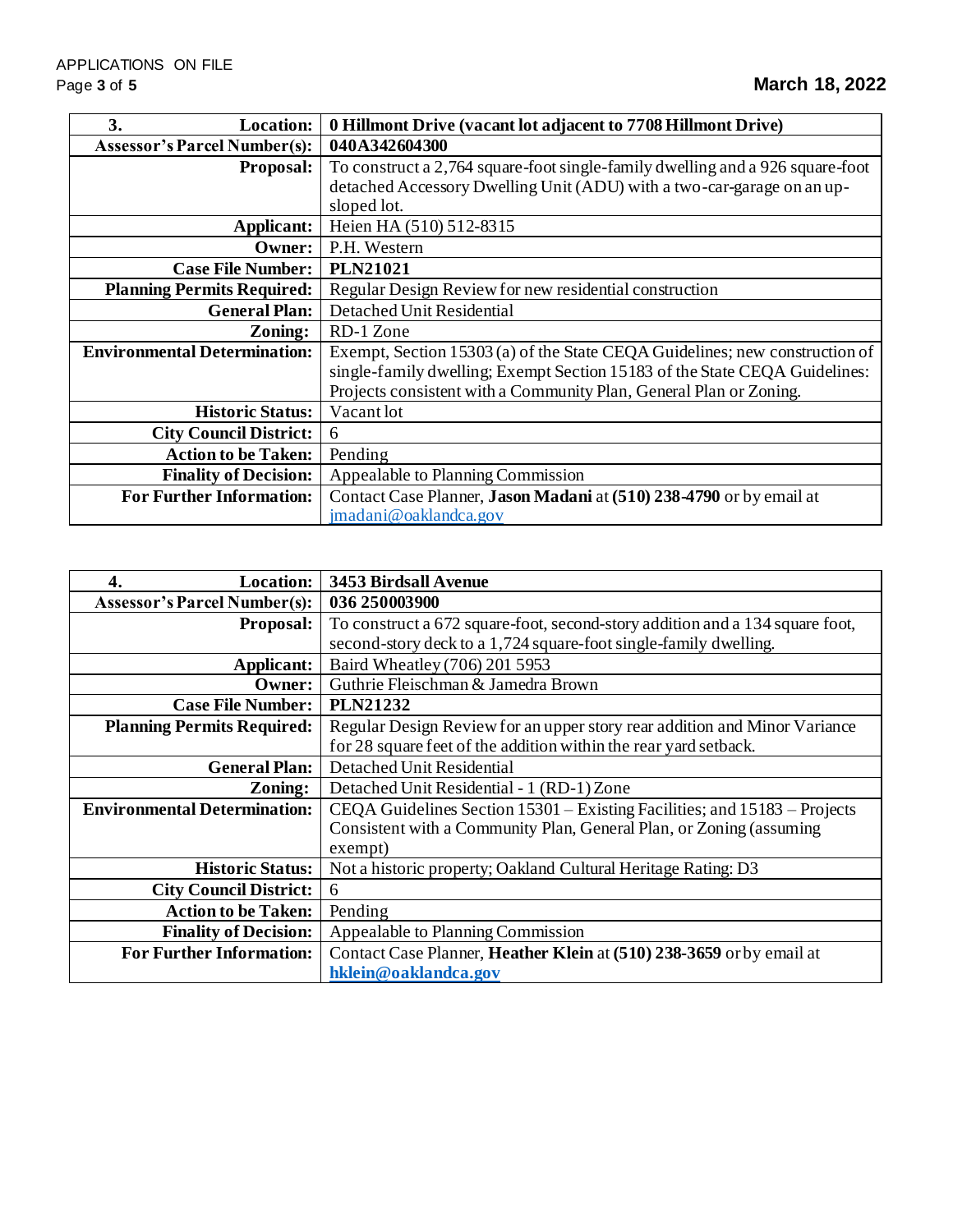| 3. Location: | 0 Hillmont Drive (vacant lot adjacent to 7708 Hillmont Drive) |
|---|---|
| **Assessor's Parcel Number(s):** | **040A342604300** |
| **Proposal:** | To construct a 2,764 square-foot single-family dwelling and a 926 square-foot detached Accessory Dwelling Unit (ADU) with a two-car-garage on an up-sloped lot. |
| **Applicant:** | Heien HA (510) 512-8315 |
| **Owner:** | P.H. Western |
| **Case File Number:** | **PLN21021** |
| **Planning Permits Required:** | Regular Design Review for new residential construction |
| **General Plan:** | Detached Unit Residential |
| **Zoning:** | RD-1 Zone |
| **Environmental Determination:** | Exempt, Section 15303 (a) of the State CEQA Guidelines; new construction of single-family dwelling; Exempt Section 15183 of the State CEQA Guidelines: Projects consistent with a Community Plan, General Plan or Zoning. |
| **Historic Status:** | Vacant lot |
| **City Council District:** | 6 |
| **Action to be Taken:** | Pending |
| **Finality of Decision:** | Appealable to Planning Commission |
| **For Further Information:** | Contact Case Planner, **Jason Madani** at **(510) 238-4790** or by email at jmadani@oaklandca.gov |

| 4. Location: | 3453 Birdsall Avenue |
|---|---|
| **Assessor's Parcel Number(s):** | **036 250003900** |
| **Proposal:** | To construct a 672 square-foot, second-story addition and a 134 square foot, second-story deck to a 1,724 square-foot single-family dwelling. |
| **Applicant:** | Baird Wheatley (706) 201 5953 |
| **Owner:** | Guthrie Fleischman & Jamedra Brown |
| **Case File Number:** | **PLN21232** |
| **Planning Permits Required:** | Regular Design Review for an upper story rear addition and Minor Variance for 28 square feet of the addition within the rear yard setback. |
| **General Plan:** | Detached Unit Residential |
| **Zoning:** | Detached Unit Residential - 1 (RD-1) Zone |
| **Environmental Determination:** | CEQA Guidelines Section 15301 – Existing Facilities; and 15183 – Projects Consistent with a Community Plan, General Plan, or Zoning (assuming exempt) |
| **Historic Status:** | Not a historic property; Oakland Cultural Heritage Rating: D3 |
| **City Council District:** | 6 |
| **Action to be Taken:** | Pending |
| **Finality of Decision:** | Appealable to Planning Commission |
| **For Further Information:** | Contact Case Planner, **Heather Klein** at **(510) 238-3659** or by email at **hklein@oaklandca.gov** |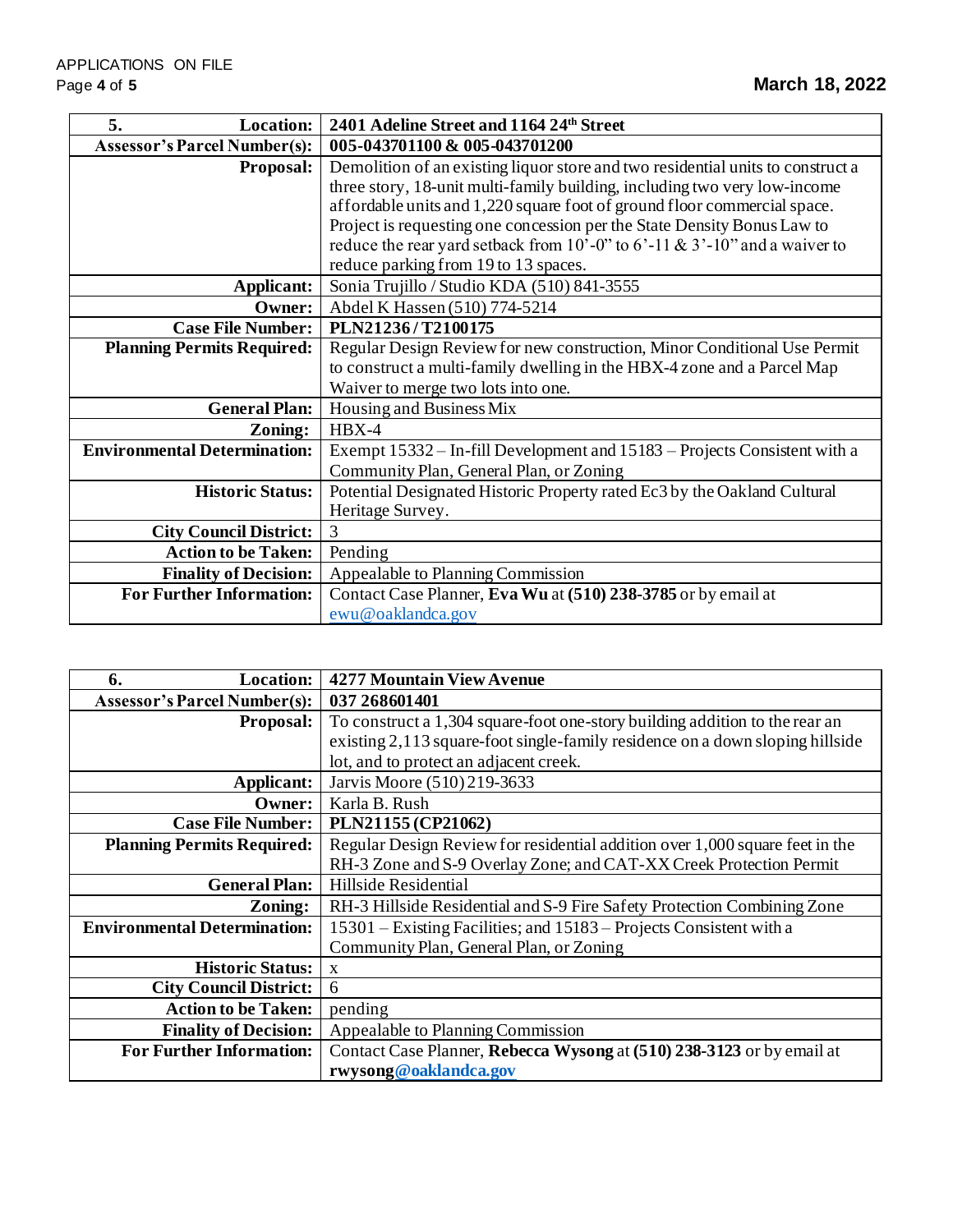| 5. Location: | 2401 Adeline Street and 1164 24th Street |
|---|---|
| Assessor's Parcel Number(s): | 005-043701100 & 005-043701200 |
| Proposal: | Demolition of an existing liquor store and two residential units to construct a three story, 18-unit multi-family building, including two very low-income affordable units and 1,220 square foot of ground floor commercial space. Project is requesting one concession per the State Density Bonus Law to reduce the rear yard setback from 10'-0" to 6'-11 & 3'-10" and a waiver to reduce parking from 19 to 13 spaces. |
| Applicant: | Sonia Trujillo / Studio KDA (510) 841-3555 |
| Owner: | Abdel K Hassen (510) 774-5214 |
| Case File Number: | PLN21236 / T2100175 |
| Planning Permits Required: | Regular Design Review for new construction, Minor Conditional Use Permit to construct a multi-family dwelling in the HBX-4 zone and a Parcel Map Waiver to merge two lots into one. |
| General Plan: | Housing and Business Mix |
| Zoning: | HBX-4 |
| Environmental Determination: | Exempt 15332 – In-fill Development and 15183 – Projects Consistent with a Community Plan, General Plan, or Zoning |
| Historic Status: | Potential Designated Historic Property rated Ec3 by the Oakland Cultural Heritage Survey. |
| City Council District: | 3 |
| Action to be Taken: | Pending |
| Finality of Decision: | Appealable to Planning Commission |
| For Further Information: | Contact Case Planner, **Eva Wu** at **(510) 238-3785** or by email at ewu@oaklandca.gov |

| 6. Location: | 4277 Mountain View Avenue |
|---|---|
| Assessor's Parcel Number(s): | 037 268601401 |
| Proposal: | To construct a 1,304 square-foot one-story building addition to the rear an existing 2,113 square-foot single-family residence on a down sloping hillside lot, and to protect an adjacent creek. |
| Applicant: | Jarvis Moore (510) 219-3633 |
| Owner: | Karla B. Rush |
| Case File Number: | PLN21155 (CP21062) |
| Planning Permits Required: | Regular Design Review for residential addition over 1,000 square feet in the RH-3 Zone and S-9 Overlay Zone; and CAT-XX Creek Protection Permit |
| General Plan: | Hillside Residential |
| Zoning: | RH-3 Hillside Residential and S-9 Fire Safety Protection Combining Zone |
| Environmental Determination: | 15301 – Existing Facilities; and 15183 – Projects Consistent with a Community Plan, General Plan, or Zoning |
| Historic Status: | x |
| City Council District: | 6 |
| Action to be Taken: | pending |
| Finality of Decision: | Appealable to Planning Commission |
| For Further Information: | Contact Case Planner, **Rebecca Wysong** at **(510) 238-3123** or by email at **rwysong@oaklandca.gov** |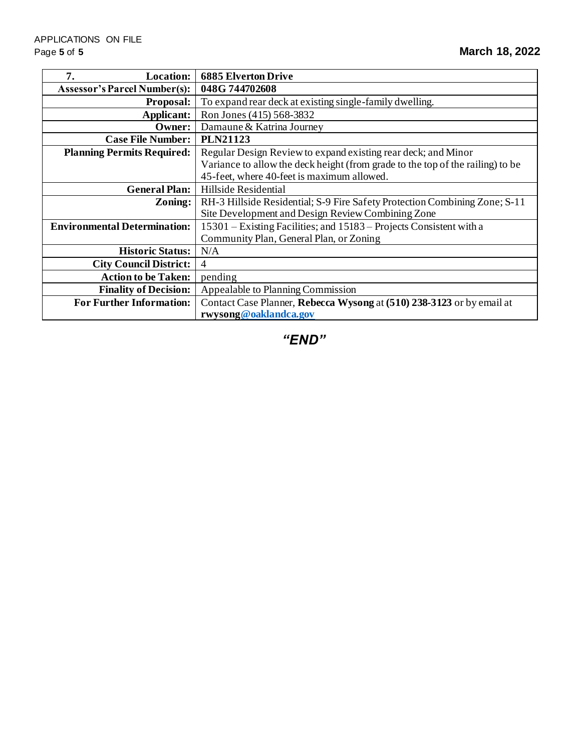| | |
|---|---|
| **7. Location:** | **6885 Elverton Drive** |
| **Assessor's Parcel Number(s):** | **048G 744702608** |
| **Proposal:** | To expand rear deck at existing single-family dwelling. |
| **Applicant:** | Ron Jones (415) 568-3832 |
| **Owner:** | Damaune & Katrina Journey |
| **Case File Number:** | **PLN21123** |
| **Planning Permits Required:** | Regular Design Review to expand existing rear deck; and Minor Variance to allow the deck height (from grade to the top of the railing) to be 45-feet, where 40-feet is maximum allowed. |
| **General Plan:** | Hillside Residential |
| **Zoning:** | RH-3 Hillside Residential; S-9 Fire Safety Protection Combining Zone; S-11 Site Development and Design Review Combining Zone |
| **Environmental Determination:** | 15301 – Existing Facilities; and 15183 – Projects Consistent with a Community Plan, General Plan, or Zoning |
| **Historic Status:** | N/A |
| **City Council District:** | 4 |
| **Action to be Taken:** | pending |
| **Finality of Decision:** | Appealable to Planning Commission |
| **For Further Information:** | Contact Case Planner, **Rebecca Wysong** at **(510) 238-3123** or by email at **rwysong@oaklandca.gov** |

***"END"***